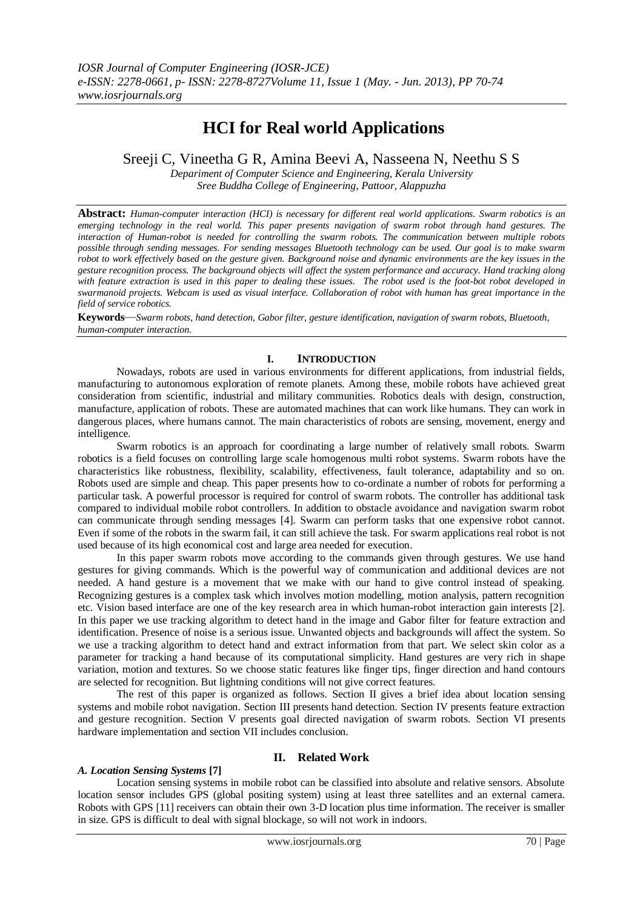# HCI for Real world Applications

Sreeji C, Vineetha G R, Amina Beevi A, Nasseena N, Neethu S S

*Depariment of Computer Science and Engineering, Kerala University*
*Sree Buddha College of Engineering, Pattoor, Alappuzha*

**Abstract:** *Human-computer interaction (HCI) is necessary for different real world applications. Swarm robotics is an emerging technology in the real world. This paper presents navigation of swarm robot through hand gestures. The interaction of Human-robot is needed for controlling the swarm robots. The communication between multiple robots possible through sending messages. For sending messages Bluetooth technology can be used. Our goal is to make swarm robot to work effectively based on the gesture given. Background noise and dynamic environments are the key issues in the gesture recognition process. The background objects will affect the system performance and accuracy. Hand tracking along with feature extraction is used in this paper to dealing these issues. The robot used is the foot-bot robot developed in swarmanoid projects. Webcam is used as visual interface. Collaboration of robot with human has great importance in the field of service robotics.*

**Keywords**—*Swarm robots, hand detection, Gabor filter, gesture identification, navigation of swarm robots, Bluetooth, human-computer interaction.*

## I. Introduction

Nowadays, robots are used in various environments for different applications, from industrial fields, manufacturing to autonomous exploration of remote planets. Among these, mobile robots have achieved great consideration from scientific, industrial and military communities. Robotics deals with design, construction, manufacture, application of robots. These are automated machines that can work like humans. They can work in dangerous places, where humans cannot. The main characteristics of robots are sensing, movement, energy and intelligence.

Swarm robotics is an approach for coordinating a large number of relatively small robots. Swarm robotics is a field focuses on controlling large scale homogenous multi robot systems. Swarm robots have the characteristics like robustness, flexibility, scalability, effectiveness, fault tolerance, adaptability and so on. Robots used are simple and cheap. This paper presents how to co-ordinate a number of robots for performing a particular task. A powerful processor is required for control of swarm robots. The controller has additional task compared to individual mobile robot controllers. In addition to obstacle avoidance and navigation swarm robot can communicate through sending messages [4]. Swarm can perform tasks that one expensive robot cannot. Even if some of the robots in the swarm fail, it can still achieve the task. For swarm applications real robot is not used because of its high economical cost and large area needed for execution.

In this paper swarm robots move according to the commands given through gestures. We use hand gestures for giving commands. Which is the powerful way of communication and additional devices are not needed. A hand gesture is a movement that we make with our hand to give control instead of speaking. Recognizing gestures is a complex task which involves motion modelling, motion analysis, pattern recognition etc. Vision based interface are one of the key research area in which human-robot interaction gain interests [2]. In this paper we use tracking algorithm to detect hand in the image and Gabor filter for feature extraction and identification. Presence of noise is a serious issue. Unwanted objects and backgrounds will affect the system. So we use a tracking algorithm to detect hand and extract information from that part. We select skin color as a parameter for tracking a hand because of its computational simplicity. Hand gestures are very rich in shape variation, motion and textures. So we choose static features like finger tips, finger direction and hand contours are selected for recognition. But lightning conditions will not give correct features.

The rest of this paper is organized as follows. Section II gives a brief idea about location sensing systems and mobile robot navigation. Section III presents hand detection. Section IV presents feature extraction and gesture recognition. Section V presents goal directed navigation of swarm robots. Section VI presents hardware implementation and section VII includes conclusion.

## II. Related Work

### *A. Location Sensing Systems* [7]

Location sensing systems in mobile robot can be classified into absolute and relative sensors. Absolute location sensor includes GPS (global positing system) using at least three satellites and an external camera. Robots with GPS [11] receivers can obtain their own 3-D location plus time information. The receiver is smaller in size. GPS is difficult to deal with signal blockage, so will not work in indoors.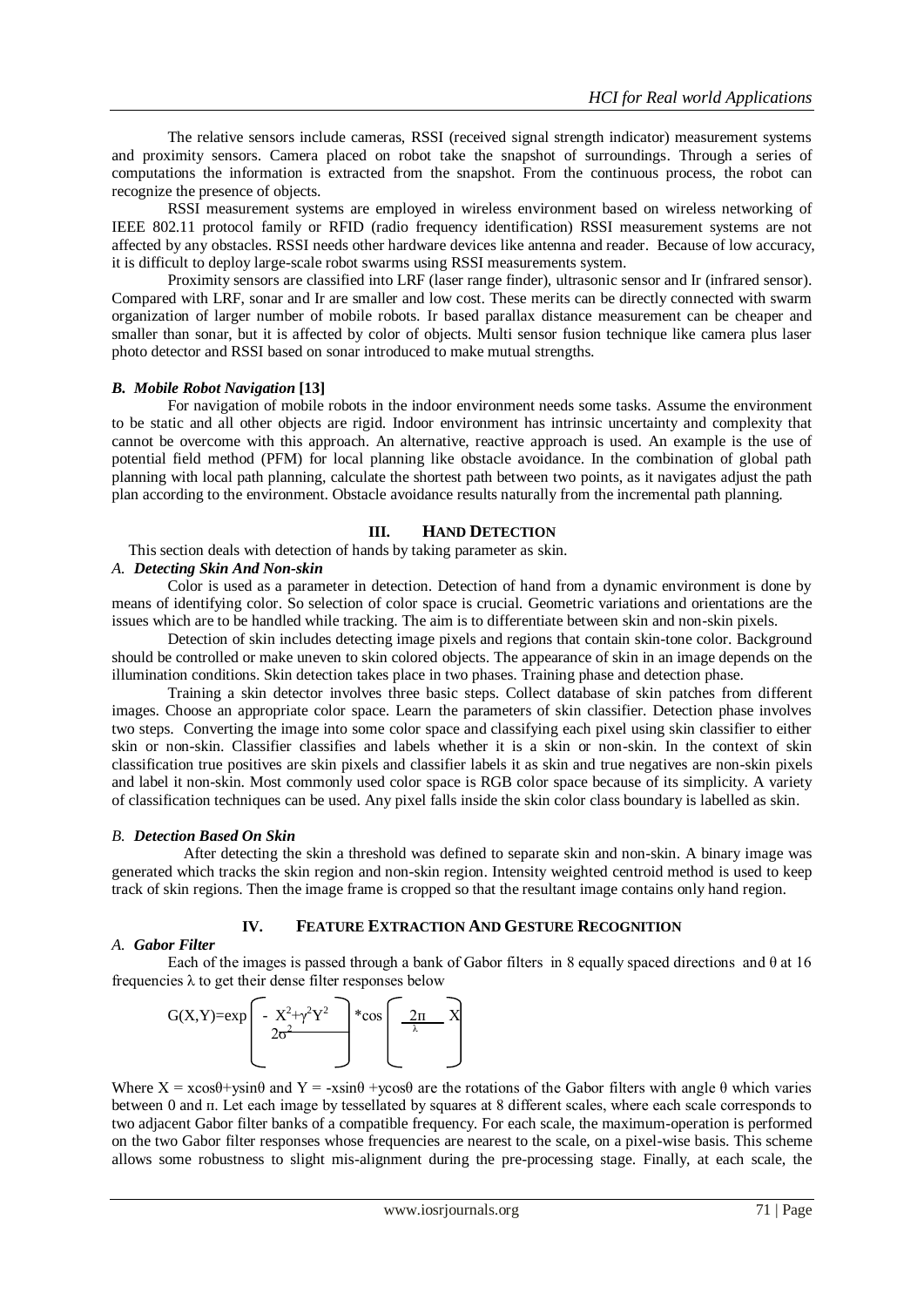The relative sensors include cameras, RSSI (received signal strength indicator) measurement systems and proximity sensors. Camera placed on robot take the snapshot of surroundings. Through a series of computations the information is extracted from the snapshot. From the continuous process, the robot can recognize the presence of objects.

RSSI measurement systems are employed in wireless environment based on wireless networking of IEEE 802.11 protocol family or RFID (radio frequency identification) RSSI measurement systems are not affected by any obstacles. RSSI needs other hardware devices like antenna and reader. Because of low accuracy, it is difficult to deploy large-scale robot swarms using RSSI measurements system.

Proximity sensors are classified into LRF (laser range finder), ultrasonic sensor and Ir (infrared sensor). Compared with LRF, sonar and Ir are smaller and low cost. These merits can be directly connected with swarm organization of larger number of mobile robots. Ir based parallax distance measurement can be cheaper and smaller than sonar, but it is affected by color of objects. Multi sensor fusion technique like camera plus laser photo detector and RSSI based on sonar introduced to make mutual strengths.

### *B. Mobile Robot Navigation* [13]

For navigation of mobile robots in the indoor environment needs some tasks. Assume the environment to be static and all other objects are rigid. Indoor environment has intrinsic uncertainty and complexity that cannot be overcome with this approach. An alternative, reactive approach is used. An example is the use of potential field method (PFM) for local planning like obstacle avoidance. In the combination of global path planning with local path planning, calculate the shortest path between two points, as it navigates adjust the path plan according to the environment. Obstacle avoidance results naturally from the incremental path planning.

## III. HAND DETECTION

This section deals with detection of hands by taking parameter as skin.

### *A. Detecting Skin And Non-skin*

Color is used as a parameter in detection. Detection of hand from a dynamic environment is done by means of identifying color. So selection of color space is crucial. Geometric variations and orientations are the issues which are to be handled while tracking. The aim is to differentiate between skin and non-skin pixels.

Detection of skin includes detecting image pixels and regions that contain skin-tone color. Background should be controlled or make uneven to skin colored objects. The appearance of skin in an image depends on the illumination conditions. Skin detection takes place in two phases. Training phase and detection phase.

Training a skin detector involves three basic steps. Collect database of skin patches from different images. Choose an appropriate color space. Learn the parameters of skin classifier. Detection phase involves two steps. Converting the image into some color space and classifying each pixel using skin classifier to either skin or non-skin. Classifier classifies and labels whether it is a skin or non-skin. In the context of skin classification true positives are skin pixels and classifier labels it as skin and true negatives are non-skin pixels and label it non-skin. Most commonly used color space is RGB color space because of its simplicity. A variety of classification techniques can be used. Any pixel falls inside the skin color class boundary is labelled as skin.

### *B. Detection Based On Skin*

After detecting the skin a threshold was defined to separate skin and non-skin. A binary image was generated which tracks the skin region and non-skin region. Intensity weighted centroid method is used to keep track of skin regions. Then the image frame is cropped so that the resultant image contains only hand region.

## IV. FEATURE EXTRACTION AND GESTURE RECOGNITION

### *A. Gabor Filter*

Each of the images is passed through a bank of Gabor filters in 8 equally spaced directions and θ at 16 frequencies λ to get their dense filter responses below

$$G(X,Y)=\exp\left(-\frac{X^2+\gamma^2Y^2}{2\sigma^2}\right)*\cos\left(\frac{2\pi}{\lambda}X\right)$$

Where $X = x\cos\theta + y\sin\theta$ and $Y = -x\sin\theta + y\cos\theta$ are the rotations of the Gabor filters with angle θ which varies between 0 and π. Let each image by tessellated by squares at 8 different scales, where each scale corresponds to two adjacent Gabor filter banks of a compatible frequency. For each scale, the maximum-operation is performed on the two Gabor filter responses whose frequencies are nearest to the scale, on a pixel-wise basis. This scheme allows some robustness to slight mis-alignment during the pre-processing stage. Finally, at each scale, the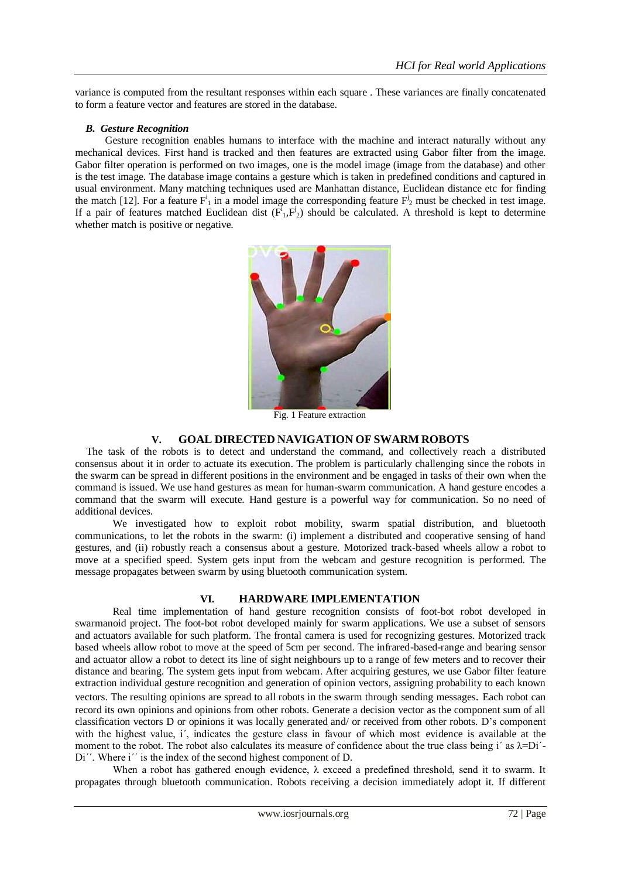variance is computed from the resultant responses within each square . These variances are finally concatenated to form a feature vector and features are stored in the database.

### *B. Gesture Recognition*

Gesture recognition enables humans to interface with the machine and interact naturally without any mechanical devices. First hand is tracked and then features are extracted using Gabor filter from the image. Gabor filter operation is performed on two images, one is the model image (image from the database) and other is the test image. The database image contains a gesture which is taken in predefined conditions and captured in usual environment. Many matching techniques used are Manhattan distance, Euclidean distance etc for finding the match [12]. For a feature $F^i_1$ in a model image the corresponding feature $F^j_2$ must be checked in test image. If a pair of features matched Euclidean dist $(F^i_1,F^j_2)$ should be calculated. A threshold is kept to determine whether match is positive or negative.

Fig. 1 Feature extraction

## V. GOAL DIRECTED NAVIGATION OF SWARM ROBOTS

The task of the robots is to detect and understand the command, and collectively reach a distributed consensus about it in order to actuate its execution. The problem is particularly challenging since the robots in the swarm can be spread in different positions in the environment and be engaged in tasks of their own when the command is issued. We use hand gestures as mean for human-swarm communication. A hand gesture encodes a command that the swarm will execute. Hand gesture is a powerful way for communication. So no need of additional devices.

We investigated how to exploit robot mobility, swarm spatial distribution, and bluetooth communications, to let the robots in the swarm: (i) implement a distributed and cooperative sensing of hand gestures, and (ii) robustly reach a consensus about a gesture. Motorized track-based wheels allow a robot to move at a specified speed. System gets input from the webcam and gesture recognition is performed. The message propagates between swarm by using bluetooth communication system.

## VI. HARDWARE IMPLEMENTATION

Real time implementation of hand gesture recognition consists of foot-bot robot developed in swarmanoid project. The foot-bot robot developed mainly for swarm applications. We use a subset of sensors and actuators available for such platform. The frontal camera is used for recognizing gestures. Motorized track based wheels allow robot to move at the speed of 5cm per second. The infrared-based-range and bearing sensor and actuator allow a robot to detect its line of sight neighbours up to a range of few meters and to recover their distance and bearing. The system gets input from webcam. After acquiring gestures, we use Gabor filter feature extraction individual gesture recognition and generation of opinion vectors, assigning probability to each known vectors. The resulting opinions are spread to all robots in the swarm through sending messages. Each robot can record its own opinions and opinions from other robots. Generate a decision vector as the component sum of all classification vectors D or opinions it was locally generated and/ or received from other robots. D's component with the highest value, i´, indicates the gesture class in favour of which most evidence is available at the moment to the robot. The robot also calculates its measure of confidence about the true class being i´ as $\lambda=Di´-Di´´$. Where i´´ is the index of the second highest component of D.

When a robot has gathered enough evidence, $\lambda$ exceed a predefined threshold, send it to swarm. It propagates through bluetooth communication. Robots receiving a decision immediately adopt it. If different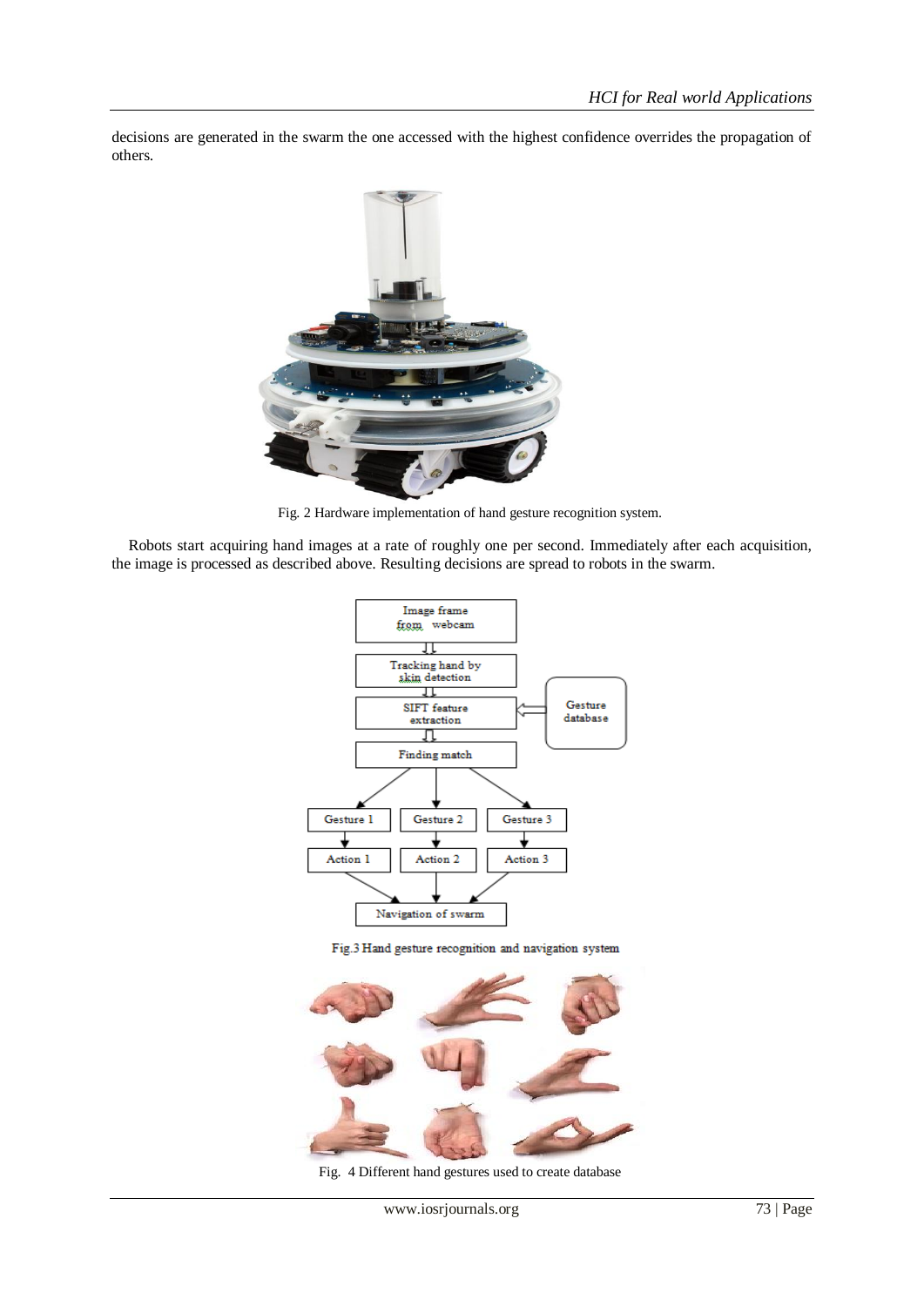decisions are generated in the swarm the one accessed with the highest confidence overrides the propagation of others.

Fig. 2 Hardware implementation of hand gesture recognition system.

Robots start acquiring hand images at a rate of roughly one per second. Immediately after each acquisition, the image is processed as described above. Resulting decisions are spread to robots in the swarm.

Fig.3 Hand gesture recognition and navigation system

Fig. 4 Different hand gestures used to create database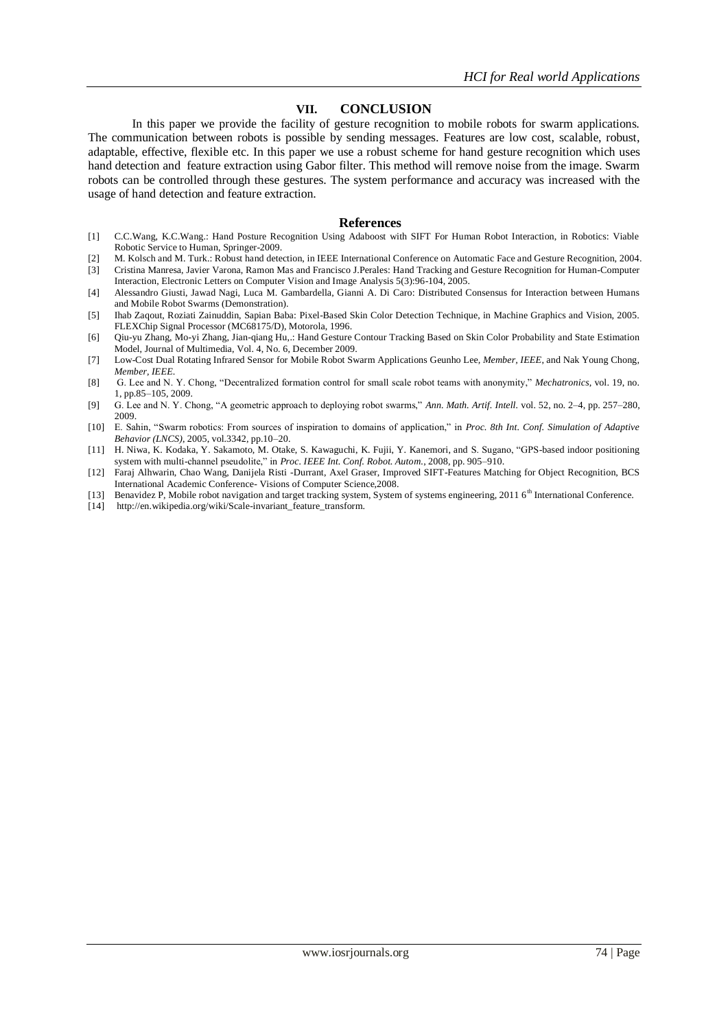## VII. CONCLUSION

In this paper we provide the facility of gesture recognition to mobile robots for swarm applications. The communication between robots is possible by sending messages. Features are low cost, scalable, robust, adaptable, effective, flexible etc. In this paper we use a robust scheme for hand gesture recognition which uses hand detection and feature extraction using Gabor filter. This method will remove noise from the image. Swarm robots can be controlled through these gestures. The system performance and accuracy was increased with the usage of hand detection and feature extraction.

## References

[1] C.C.Wang, K.C.Wang.: Hand Posture Recognition Using Adaboost with SIFT For Human Robot Interaction, in Robotics: Viable Robotic Service to Human, Springer-2009.

[2] M. Kolsch and M. Turk.: Robust hand detection, in IEEE International Conference on Automatic Face and Gesture Recognition, 2004.

[3] Cristina Manresa, Javier Varona, Ramon Mas and Francisco J.Perales: Hand Tracking and Gesture Recognition for Human-Computer Interaction, Electronic Letters on Computer Vision and Image Analysis 5(3):96-104, 2005.

[4] Alessandro Giusti, Jawad Nagi, Luca M. Gambardella, Gianni A. Di Caro: Distributed Consensus for Interaction between Humans and Mobile Robot Swarms (Demonstration).

[5] Ihab Zaqout, Roziati Zainuddin, Sapian Baba: Pixel-Based Skin Color Detection Technique, in Machine Graphics and Vision, 2005. FLEXChip Signal Processor (MC68175/D), Motorola, 1996.

[6] Qiu-yu Zhang, Mo-yi Zhang, Jian-qiang Hu,.: Hand Gesture Contour Tracking Based on Skin Color Probability and State Estimation Model, Journal of Multimedia, Vol. 4, No. 6, December 2009.

[7] Low-Cost Dual Rotating Infrared Sensor for Mobile Robot Swarm Applications Geunho Lee, *Member, IEEE*, and Nak Young Chong, *Member, IEEE.*

[8] G. Lee and N. Y. Chong, "Decentralized formation control for small scale robot teams with anonymity," *Mechatronics*, vol. 19, no. 1, pp.85–105, 2009.

[9] G. Lee and N. Y. Chong, "A geometric approach to deploying robot swarms," *Ann. Math. Artif. Intell.* vol. 52, no. 2–4, pp. 257–280, 2009.

[10] E. Sahin, "Swarm robotics: From sources of inspiration to domains of application," in *Proc. 8th Int. Conf. Simulation of Adaptive Behavior (LNCS)*, 2005, vol.3342, pp.10–20.

[11] H. Niwa, K. Kodaka, Y. Sakamoto, M. Otake, S. Kawaguchi, K. Fujii, Y. Kanemori, and S. Sugano, "GPS-based indoor positioning system with multi-channel pseudolite," in *Proc. IEEE Int. Conf. Robot. Autom.*, 2008, pp. 905–910.

[12] Faraj Alhwarin, Chao Wang, Danijela Risti -Durrant, Axel Graser, Improved SIFT-Features Matching for Object Recognition, BCS International Academic Conference- Visions of Computer Science,2008.

[13] Benavidez P, Mobile robot navigation and target tracking system, System of systems engineering, 2011 6th International Conference.

[14] http://en.wikipedia.org/wiki/Scale-invariant_feature_transform.